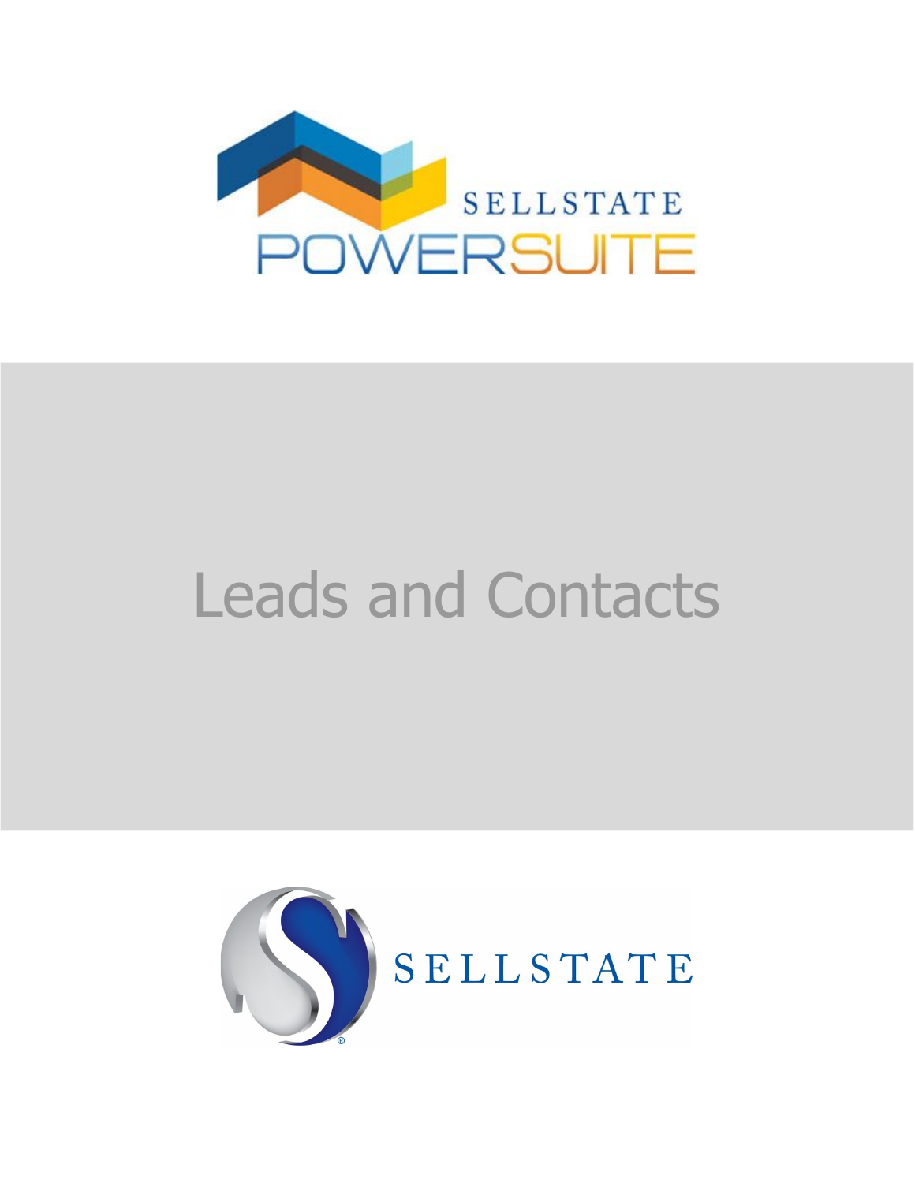SELLSTATE POWERSUITE

# Leads and Contacts

SELLSTATE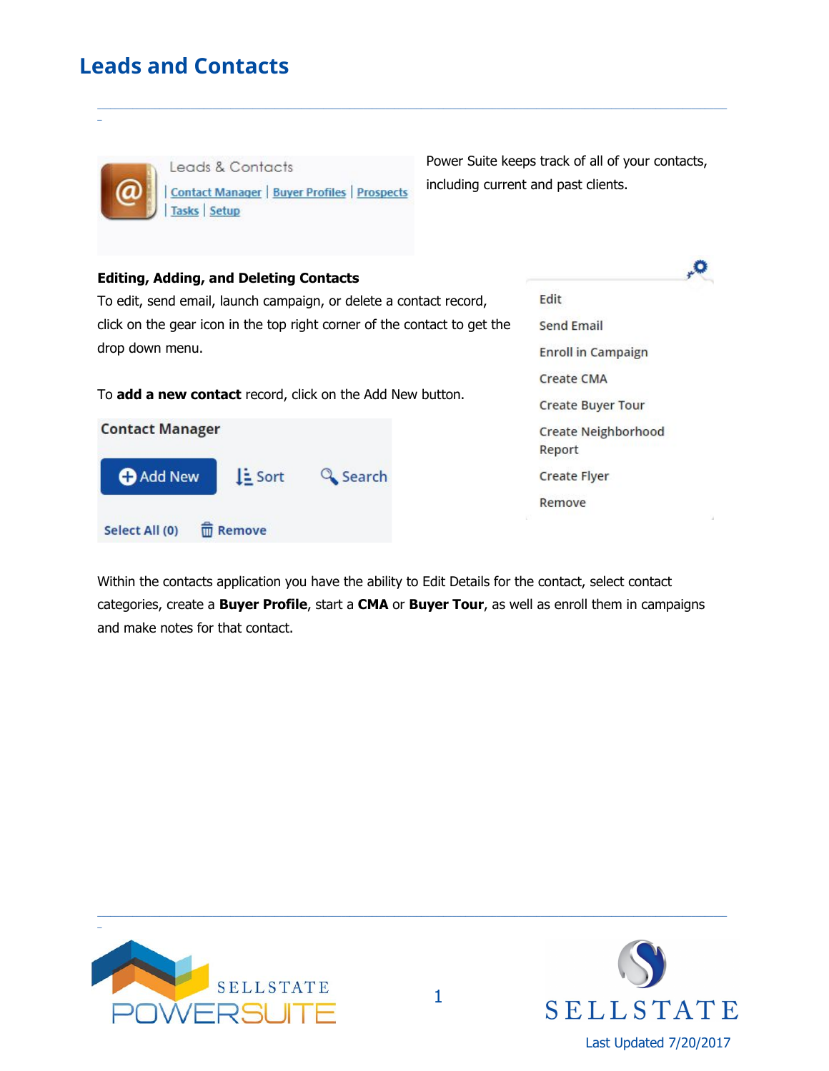# Leads and Contacts

Leads & Contacts

| Contact Manager | Buyer Profiles | Prospects | Tasks | Setup

Power Suite keeps track of all of your contacts, including current and past clients.

**Editing, Adding, and Deleting Contacts**

To edit, send email, launch campaign, or delete a contact record, click on the gear icon in the top right corner of the contact to get the drop down menu.

- Edit
- Send Email
- Enroll in Campaign
- Create CMA
- Create Buyer Tour
- Create Neighborhood Report
- Create Flyer
- Remove

To **add a new contact** record, click on the Add New button.

Contact Manager

Add New | Sort | Search

Select All (0) | Remove

Within the contacts application you have the ability to Edit Details for the contact, select contact categories, create a **Buyer Profile**, start a **CMA** or **Buyer Tour**, as well as enroll them in campaigns and make notes for that contact.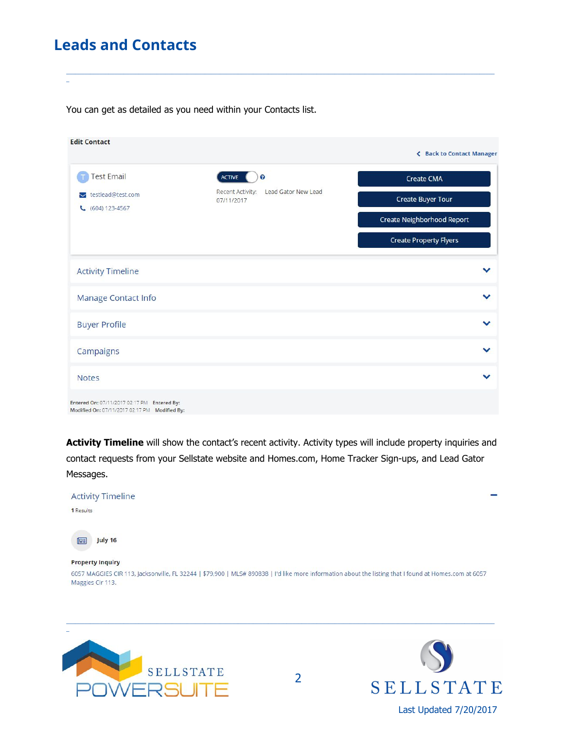# Leads and Contacts

You can get as detailed as you need within your Contacts list.

Edit Contact

Back to Contact Manager

Test Email

testlead@test.com

(604) 123-4567

ACTIVE

Recent Activity: 07/11/2017 Lead Gator New Lead

Create CMA

Create Buyer Tour

Create Neighborhood Report

Create Property Flyers

Activity Timeline

Manage Contact Info

Buyer Profile

Campaigns

Notes

Entered On: 07/11/2017 02:17 PM Entered By:
Modified On: 07/11/2017 02:17 PM Modified By:

**Activity Timeline** will show the contact's recent activity. Activity types will include property inquiries and contact requests from your Sellstate website and Homes.com, Home Tracker Sign-ups, and Lead Gator Messages.

Activity Timeline

1 Results

July 16

**Property Inquiry**

6057 MAGGIES CIR 113, Jacksonville, FL 32244 | $79,900 | MLS# 890838 | I'd like more information about the listing that I found at Homes.com at 6057 Maggies Cir 113.

Last Updated 7/20/2017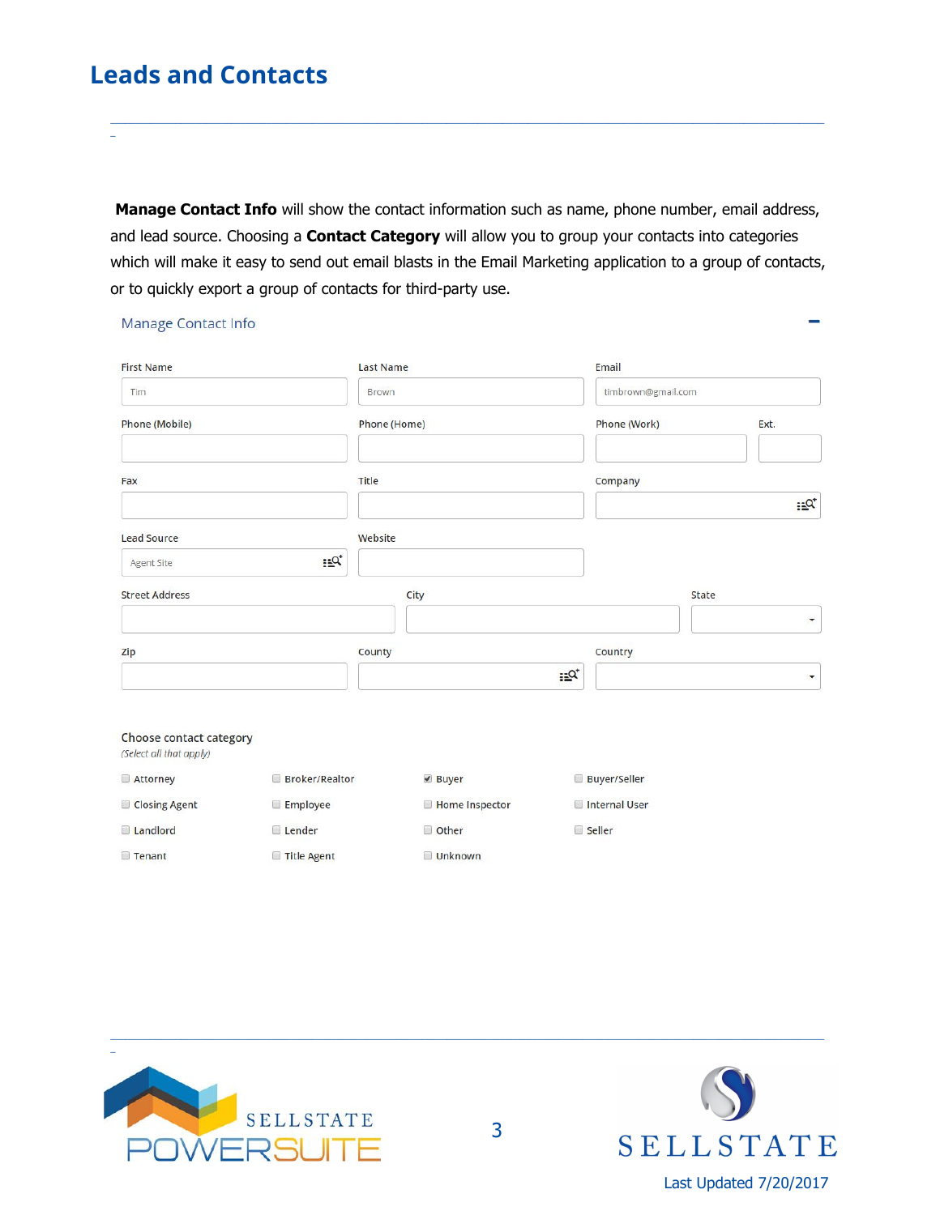# Leads and Contacts

**Manage Contact Info** will show the contact information such as name, phone number, email address, and lead source. Choosing a **Contact Category** will allow you to group your contacts into categories which will make it easy to send out email blasts in the Email Marketing application to a group of contacts, or to quickly export a group of contacts for third-party use.

Manage Contact Info

| First Name | Last Name | Email | |
|---|---|---|---|
| Tim | Brown | timbrown@gmail.com | |
| Phone (Mobile) | Phone (Home) | Phone (Work) | Ext. |
| | | | |
| Fax | Title | Company | |
| | | | |
| Lead Source | Website | | |
| Agent Site | | | |
| Street Address | City | State | |
| | | | |
| Zip | County | Country | |
| | | | |

Choose contact category

*(Select all that apply)*

- [ ] Attorney
- [ ] Broker/Realtor
- [x] Buyer
- [ ] Buyer/Seller
- [ ] Closing Agent
- [ ] Employee
- [ ] Home Inspector
- [ ] Internal User
- [ ] Landlord
- [ ] Lender
- [ ] Other
- [ ] Seller
- [ ] Tenant
- [ ] Title Agent
- [ ] Unknown

Last Updated 7/20/2017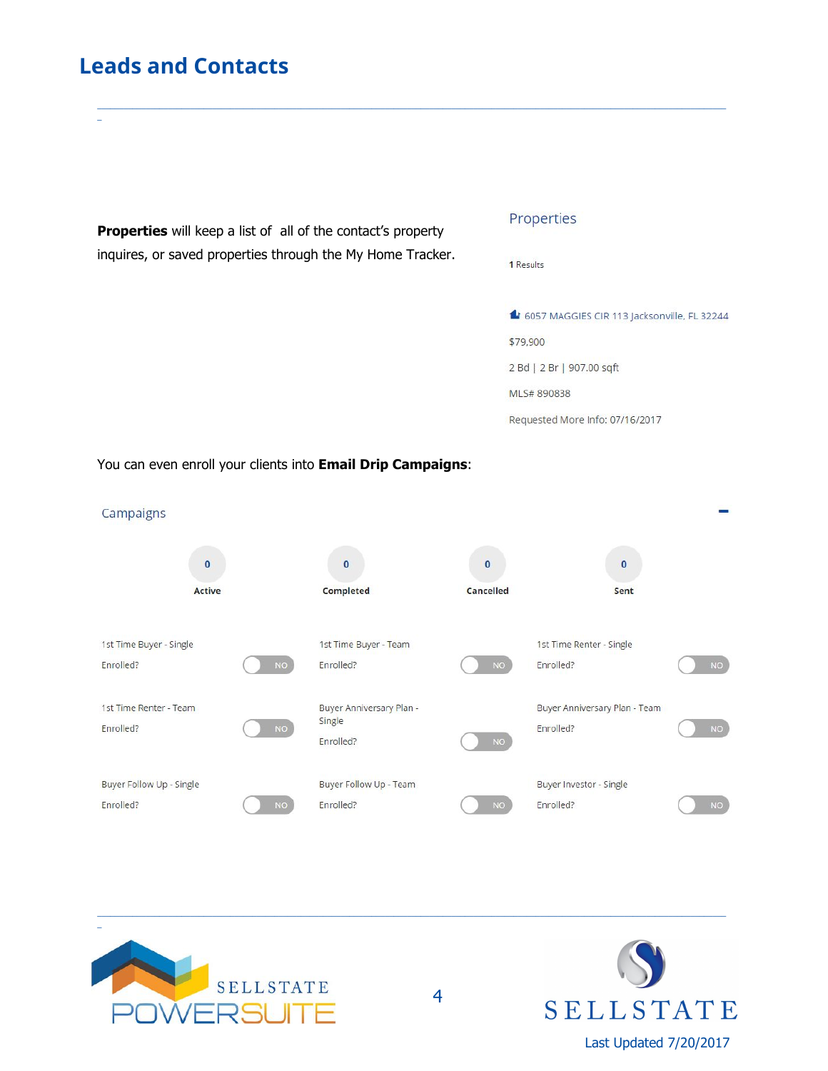# Leads and Contacts

**Properties** will keep a list of all of the contact's property inquires, or saved properties through the My Home Tracker.

Properties

**1** Results

6057 MAGGIES CIR 113 Jacksonville, FL 32244

$79,900

2 Bd | 2 Br | 907.00 sqft

MLS# 890838

Requested More Info: 07/16/2017

You can even enroll your clients into **Email Drip Campaigns**:

Campaigns

| Active | Completed | Cancelled | Sent |
| --- | --- | --- | --- |
| 0 | 0 | 0 | 0 |

| Campaign | Enrolled? |
| --- | --- |
| 1st Time Buyer - Single | NO |
| 1st Time Buyer - Team | NO |
| 1st Time Renter - Single | NO |
| 1st Time Renter - Team | NO |
| Buyer Anniversary Plan - Single | NO |
| Buyer Anniversary Plan - Team | NO |
| Buyer Follow Up - Single | NO |
| Buyer Follow Up - Team | NO |
| Buyer Investor - Single | NO |

Last Updated 7/20/2017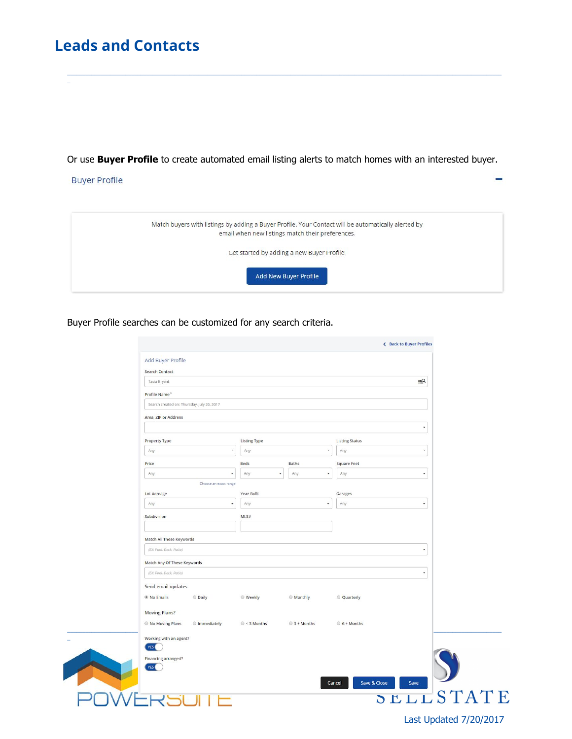# Leads and Contacts

Or use **Buyer Profile** to create automated email listing alerts to match homes with an interested buyer.

Buyer Profile

Match buyers with listings by adding a Buyer Profile. Your Contact will be automatically alerted by email when new listings match their preferences.

Get started by adding a new Buyer Profile!

Add New Buyer Profile

Buyer Profile searches can be customized for any search criteria.

Back to Buyer Profiles

Add Buyer Profile

Search Contact

Tasia Bryant

Profile Name*

Search created on: Thursday, July 20, 2017

Area, ZIP or Address

Property Type: Any
Listing Type: Any
Listing Status: Any

Price: Any
Beds: Any
Baths: Any
Square Feet: Any

Choose an exact range

Lot Acreage: Any
Year Built: Any
Garages: Any

Subdivision

MLS#

Match All These Keywords

(EX: Pool, Deck, Patio)

Match Any Of These Keywords

(EX: Pool, Deck, Patio)

Send email updates

No Emails | Daily | Weekly | Monthly | Quarterly

Moving Plans?

No Moving Plans | Immediately | < 3 Months | 3 + Months | 6 + Months

Working with an agent?

YES

Financing arranged?

YES

Cancel | Save & Close | Save

Last Updated 7/20/2017